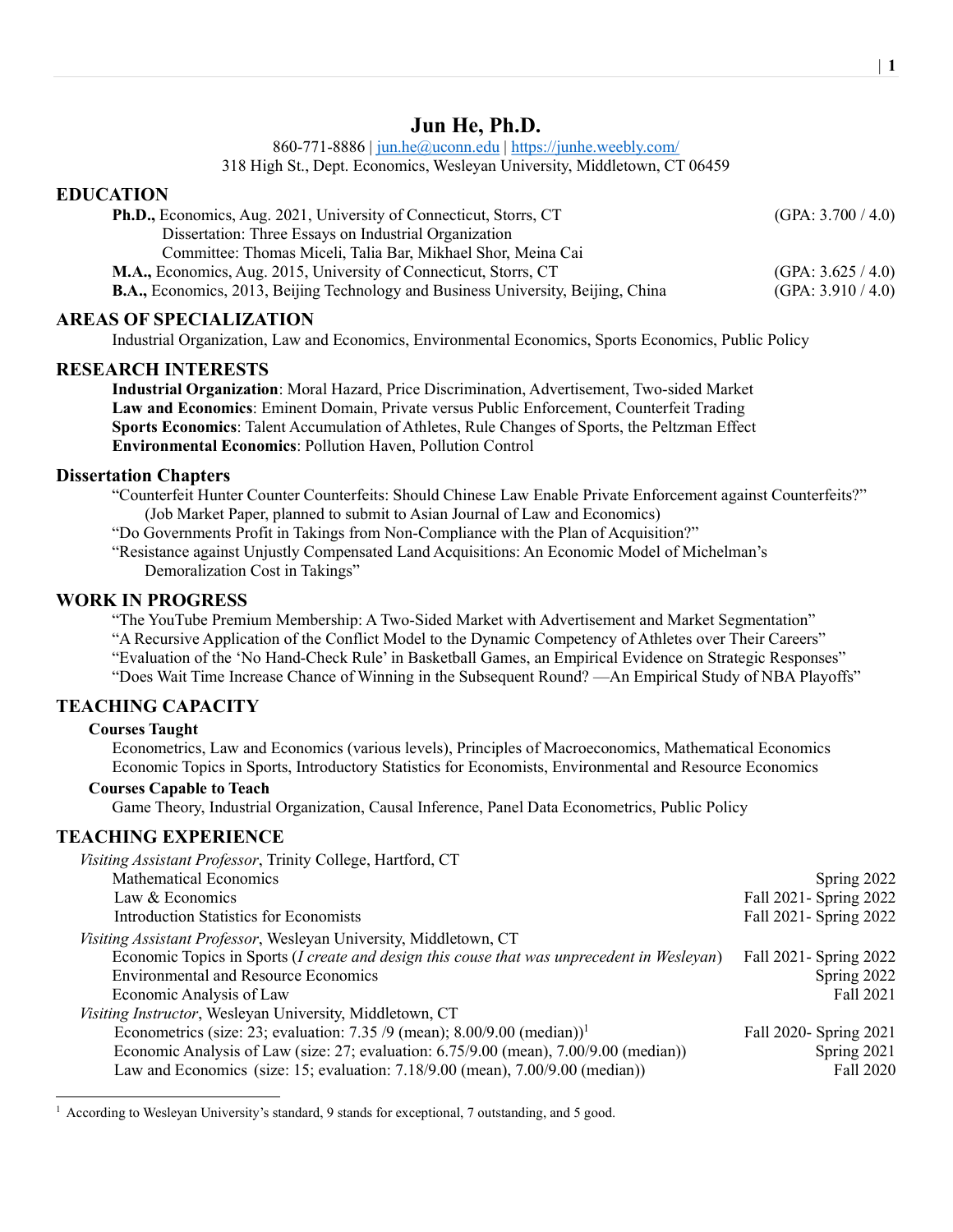# Jun He, Ph.D.

860-771-8886 | jun.he@uconn.edu | https://junhe.weebly.com/
318 High St., Dept. Economics, Wesleyan University, Middletown, CT 06459

## EDUCATION

**Ph.D.,** Economics, Aug. 2021, University of Connecticut, Storrs, CT (GPA: 3.700 / 4.0)
Dissertation: Three Essays on Industrial Organization
Committee: Thomas Miceli, Talia Bar, Mikhael Shor, Meina Cai

**M.A.,** Economics, Aug. 2015, University of Connecticut, Storrs, CT (GPA: 3.625 / 4.0)

**B.A.,** Economics, 2013, Beijing Technology and Business University, Beijing, China (GPA: 3.910 / 4.0)

## AREAS OF SPECIALIZATION

Industrial Organization, Law and Economics, Environmental Economics, Sports Economics, Public Policy

## RESEARCH INTERESTS

**Industrial Organization**: Moral Hazard, Price Discrimination, Advertisement, Two-sided Market
**Law and Economics**: Eminent Domain, Private versus Public Enforcement, Counterfeit Trading
**Sports Economics**: Talent Accumulation of Athletes, Rule Changes of Sports, the Peltzman Effect
**Environmental Economics**: Pollution Haven, Pollution Control

## Dissertation Chapters

"Counterfeit Hunter Counter Counterfeits: Should Chinese Law Enable Private Enforcement against Counterfeits?" (Job Market Paper, planned to submit to Asian Journal of Law and Economics)
"Do Governments Profit in Takings from Non-Compliance with the Plan of Acquisition?"
"Resistance against Unjustly Compensated Land Acquisitions: An Economic Model of Michelman's Demoralization Cost in Takings"

## WORK IN PROGRESS

"The YouTube Premium Membership: A Two-Sided Market with Advertisement and Market Segmentation"
"A Recursive Application of the Conflict Model to the Dynamic Competency of Athletes over Their Careers"
"Evaluation of the 'No Hand-Check Rule' in Basketball Games, an Empirical Evidence on Strategic Responses"
"Does Wait Time Increase Chance of Winning in the Subsequent Round? —An Empirical Study of NBA Playoffs"

## TEACHING CAPACITY

### Courses Taught

Econometrics, Law and Economics (various levels), Principles of Macroeconomics, Mathematical Economics
Economic Topics in Sports, Introductory Statistics for Economists, Environmental and Resource Economics

### Courses Capable to Teach

Game Theory, Industrial Organization, Causal Inference, Panel Data Econometrics, Public Policy

## TEACHING EXPERIENCE

*Visiting Assistant Professor*, Trinity College, Hartford, CT

- Mathematical Economics — Spring 2022
- Law & Economics — Fall 2021- Spring 2022
- Introduction Statistics for Economists — Fall 2021- Spring 2022

*Visiting Assistant Professor*, Wesleyan University, Middletown, CT

- Economic Topics in Sports (*I create and design this couse that was unprecedent in Wesleyan*) — Fall 2021- Spring 2022
- Environmental and Resource Economics — Spring 2022
- Economic Analysis of Law — Fall 2021

*Visiting Instructor*, Wesleyan University, Middletown, CT

- Econometrics (size: 23; evaluation: 7.35 /9 (mean); 8.00/9.00 (median))[1] — Fall 2020- Spring 2021
- Economic Analysis of Law (size: 27; evaluation: 6.75/9.00 (mean), 7.00/9.00 (median)) — Spring 2021
- Law and Economics (size: 15; evaluation: 7.18/9.00 (mean), 7.00/9.00 (median)) — Fall 2020

[1] According to Wesleyan University's standard, 9 stands for exceptional, 7 outstanding, and 5 good.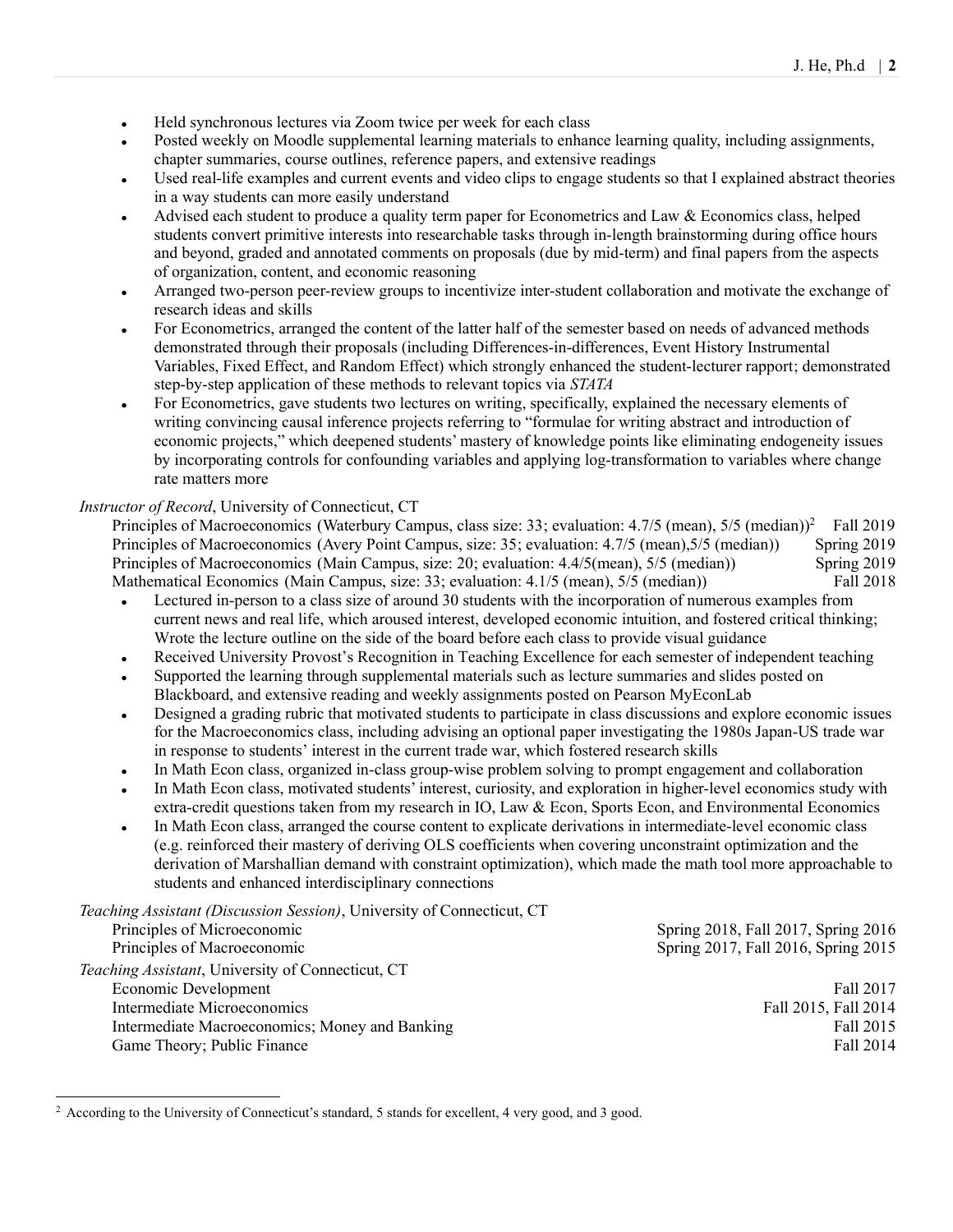- Held synchronous lectures via Zoom twice per week for each class
- Posted weekly on Moodle supplemental learning materials to enhance learning quality, including assignments, chapter summaries, course outlines, reference papers, and extensive readings
- Used real-life examples and current events and video clips to engage students so that I explained abstract theories in a way students can more easily understand
- Advised each student to produce a quality term paper for Econometrics and Law & Economics class, helped students convert primitive interests into researchable tasks through in-length brainstorming during office hours and beyond, graded and annotated comments on proposals (due by mid-term) and final papers from the aspects of organization, content, and economic reasoning
- Arranged two-person peer-review groups to incentivize inter-student collaboration and motivate the exchange of research ideas and skills
- For Econometrics, arranged the content of the latter half of the semester based on needs of advanced methods demonstrated through their proposals (including Differences-in-differences, Event History Instrumental Variables, Fixed Effect, and Random Effect) which strongly enhanced the student-lecturer rapport; demonstrated step-by-step application of these methods to relevant topics via *STATA*
- For Econometrics, gave students two lectures on writing, specifically, explained the necessary elements of writing convincing causal inference projects referring to "formulae for writing abstract and introduction of economic projects," which deepened students' mastery of knowledge points like eliminating endogeneity issues by incorporating controls for confounding variables and applying log-transformation to variables where change rate matters more

*Instructor of Record*, University of Connecticut, CT

Principles of Macroeconomics (Waterbury Campus, class size: 33; evaluation: 4.7/5 (mean), 5/5 (median))[2] Fall 2019
Principles of Macroeconomics (Avery Point Campus, size: 35; evaluation: 4.7/5 (mean),5/5 (median)) Spring 2019
Principles of Macroeconomics (Main Campus, size: 20; evaluation: 4.4/5(mean), 5/5 (median)) Spring 2019
Mathematical Economics (Main Campus, size: 33; evaluation: 4.1/5 (mean), 5/5 (median)) Fall 2018

- Lectured in-person to a class size of around 30 students with the incorporation of numerous examples from current news and real life, which aroused interest, developed economic intuition, and fostered critical thinking; Wrote the lecture outline on the side of the board before each class to provide visual guidance
- Received University Provost's Recognition in Teaching Excellence for each semester of independent teaching
- Supported the learning through supplemental materials such as lecture summaries and slides posted on Blackboard, and extensive reading and weekly assignments posted on Pearson MyEconLab
- Designed a grading rubric that motivated students to participate in class discussions and explore economic issues for the Macroeconomics class, including advising an optional paper investigating the 1980s Japan-US trade war in response to students' interest in the current trade war, which fostered research skills
- In Math Econ class, organized in-class group-wise problem solving to prompt engagement and collaboration
- In Math Econ class, motivated students' interest, curiosity, and exploration in higher-level economics study with extra-credit questions taken from my research in IO, Law & Econ, Sports Econ, and Environmental Economics
- In Math Econ class, arranged the course content to explicate derivations in intermediate-level economic class (e.g. reinforced their mastery of deriving OLS coefficients when covering unconstraint optimization and the derivation of Marshallian demand with constraint optimization), which made the math tool more approachable to students and enhanced interdisciplinary connections

*Teaching Assistant (Discussion Session)*, University of Connecticut, CT

Principles of Microeconomic — Spring 2018, Fall 2017, Spring 2016
Principles of Macroeconomic — Spring 2017, Fall 2016, Spring 2015

*Teaching Assistant*, University of Connecticut, CT

Economic Development — Fall 2017
Intermediate Microeconomics — Fall 2015, Fall 2014
Intermediate Macroeconomics; Money and Banking — Fall 2015
Game Theory; Public Finance — Fall 2014

[2] According to the University of Connecticut's standard, 5 stands for excellent, 4 very good, and 3 good.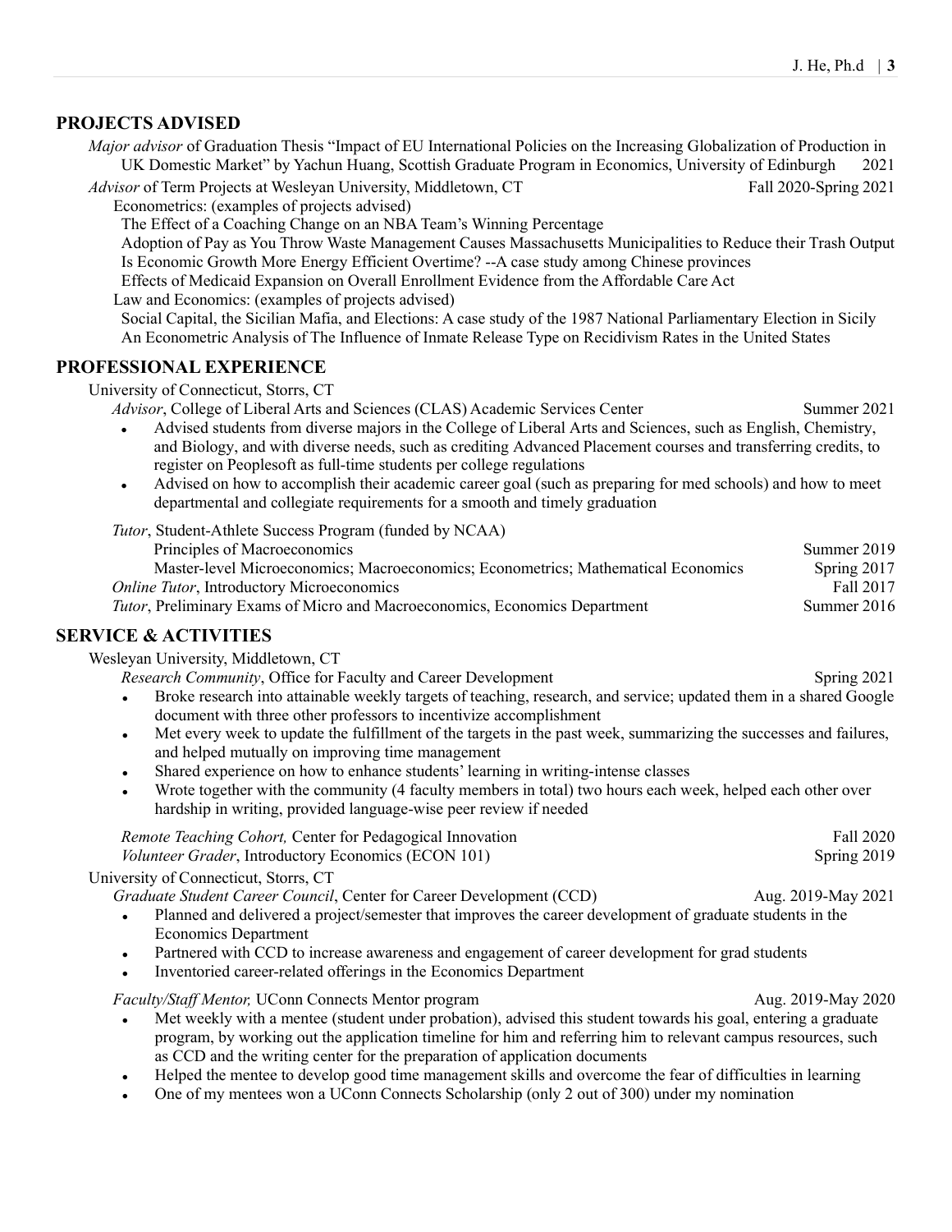## PROJECTS ADVISED

*Major advisor* of Graduation Thesis "Impact of EU International Policies on the Increasing Globalization of Production in UK Domestic Market" by Yachun Huang, Scottish Graduate Program in Economics, University of Edinburgh 2021

*Advisor* of Term Projects at Wesleyan University, Middletown, CT Fall 2020-Spring 2021

Econometrics: (examples of projects advised)

- The Effect of a Coaching Change on an NBA Team's Winning Percentage
- Adoption of Pay as You Throw Waste Management Causes Massachusetts Municipalities to Reduce their Trash Output
- Is Economic Growth More Energy Efficient Overtime? --A case study among Chinese provinces
- Effects of Medicaid Expansion on Overall Enrollment Evidence from the Affordable Care Act

Law and Economics: (examples of projects advised)

- Social Capital, the Sicilian Mafia, and Elections: A case study of the 1987 National Parliamentary Election in Sicily
- An Econometric Analysis of The Influence of Inmate Release Type on Recidivism Rates in the United States

## PROFESSIONAL EXPERIENCE

University of Connecticut, Storrs, CT

*Advisor*, College of Liberal Arts and Sciences (CLAS) Academic Services Center Summer 2021

- Advised students from diverse majors in the College of Liberal Arts and Sciences, such as English, Chemistry, and Biology, and with diverse needs, such as crediting Advanced Placement courses and transferring credits, to register on Peoplesoft as full-time students per college regulations
- Advised on how to accomplish their academic career goal (such as preparing for med schools) and how to meet departmental and collegiate requirements for a smooth and timely graduation

*Tutor*, Student-Athlete Success Program (funded by NCAA)

- Principles of Macroeconomics Summer 2019
- Master-level Microeconomics; Macroeconomics; Econometrics; Mathematical Economics Spring 2017

*Online Tutor*, Introductory Microeconomics Fall 2017

*Tutor*, Preliminary Exams of Micro and Macroeconomics, Economics Department Summer 2016

## SERVICE & ACTIVITIES

Wesleyan University, Middletown, CT

*Research Community*, Office for Faculty and Career Development Spring 2021

- Broke research into attainable weekly targets of teaching, research, and service; updated them in a shared Google document with three other professors to incentivize accomplishment
- Met every week to update the fulfillment of the targets in the past week, summarizing the successes and failures, and helped mutually on improving time management
- Shared experience on how to enhance students' learning in writing-intense classes
- Wrote together with the community (4 faculty members in total) two hours each week, helped each other over hardship in writing, provided language-wise peer review if needed

*Remote Teaching Cohort,* Center for Pedagogical Innovation Fall 2020

*Volunteer Grader*, Introductory Economics (ECON 101) Spring 2019

University of Connecticut, Storrs, CT

*Graduate Student Career Council*, Center for Career Development (CCD) Aug. 2019-May 2021

- Planned and delivered a project/semester that improves the career development of graduate students in the Economics Department
- Partnered with CCD to increase awareness and engagement of career development for grad students
- Inventoried career-related offerings in the Economics Department

*Faculty/Staff Mentor,* UConn Connects Mentor program Aug. 2019-May 2020

- Met weekly with a mentee (student under probation), advised this student towards his goal, entering a graduate program, by working out the application timeline for him and referring him to relevant campus resources, such as CCD and the writing center for the preparation of application documents
- Helped the mentee to develop good time management skills and overcome the fear of difficulties in learning
- One of my mentees won a UConn Connects Scholarship (only 2 out of 300) under my nomination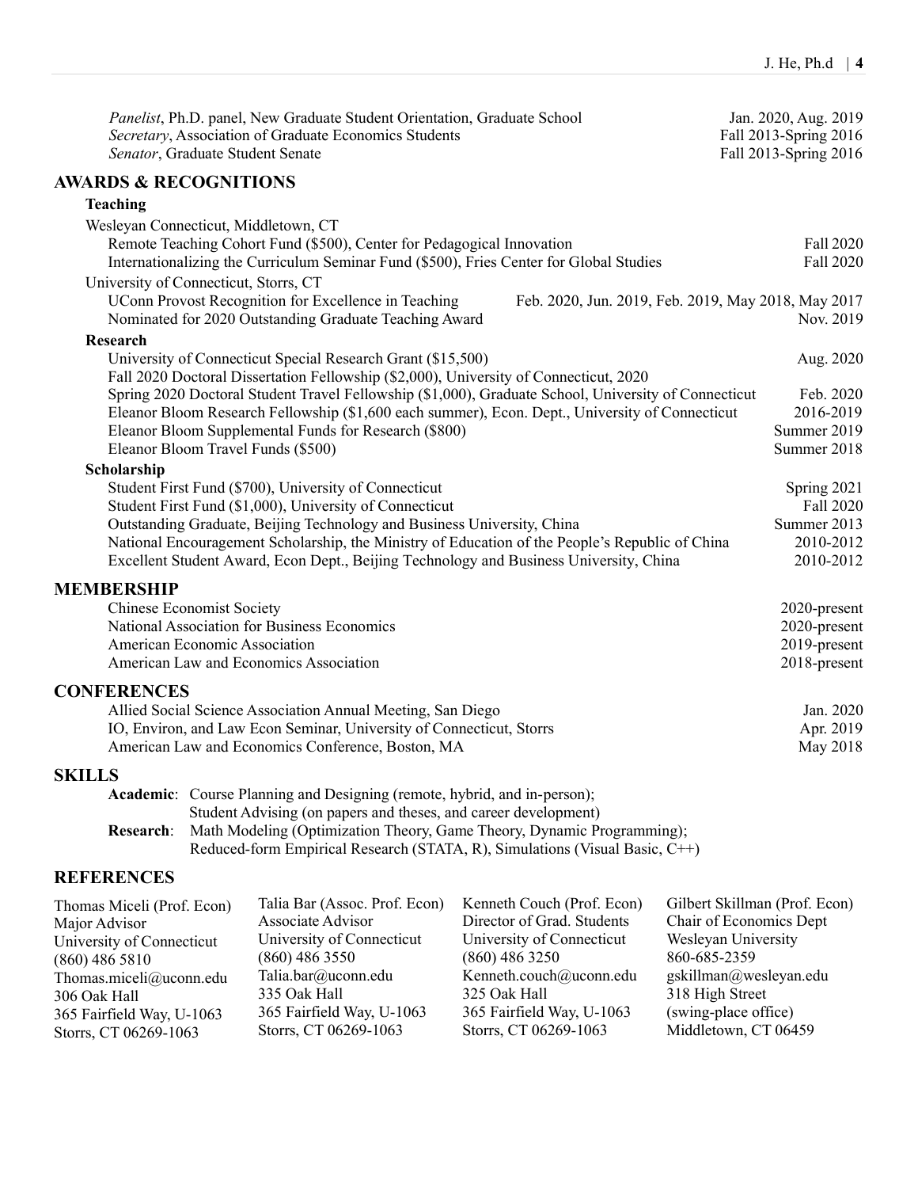*Panelist*, Ph.D. panel, New Graduate Student Orientation, Graduate School — Jan. 2020, Aug. 2019
*Secretary*, Association of Graduate Economics Students — Fall 2013-Spring 2016
*Senator*, Graduate Student Senate — Fall 2013-Spring 2016

## AWARDS & RECOGNITIONS

### Teaching

Wesleyan Connecticut, Middletown, CT

- Remote Teaching Cohort Fund ($500), Center for Pedagogical Innovation — Fall 2020
- Internationalizing the Curriculum Seminar Fund ($500), Fries Center for Global Studies — Fall 2020

University of Connecticut, Storrs, CT

- UConn Provost Recognition for Excellence in Teaching — Feb. 2020, Jun. 2019, Feb. 2019, May 2018, May 2017
- Nominated for 2020 Outstanding Graduate Teaching Award — Nov. 2019

### Research

- University of Connecticut Special Research Grant ($15,500) — Aug. 2020
- Fall 2020 Doctoral Dissertation Fellowship ($2,000), University of Connecticut, 2020
- Spring 2020 Doctoral Student Travel Fellowship ($1,000), Graduate School, University of Connecticut — Feb. 2020
- Eleanor Bloom Research Fellowship ($1,600 each summer), Econ. Dept., University of Connecticut — 2016-2019
- Eleanor Bloom Supplemental Funds for Research ($800) — Summer 2019
- Eleanor Bloom Travel Funds ($500) — Summer 2018

### Scholarship

- Student First Fund ($700), University of Connecticut — Spring 2021
- Student First Fund ($1,000), University of Connecticut — Fall 2020
- Outstanding Graduate, Beijing Technology and Business University, China — Summer 2013
- National Encouragement Scholarship, the Ministry of Education of the People's Republic of China — 2010-2012
- Excellent Student Award, Econ Dept., Beijing Technology and Business University, China — 2010-2012

## MEMBERSHIP

- Chinese Economist Society — 2020-present
- National Association for Business Economics — 2020-present
- American Economic Association — 2019-present
- American Law and Economics Association — 2018-present

## CONFERENCES

- Allied Social Science Association Annual Meeting, San Diego — Jan. 2020
- IO, Environ, and Law Econ Seminar, University of Connecticut, Storrs — Apr. 2019
- American Law and Economics Conference, Boston, MA — May 2018

## SKILLS

**Academic**: Course Planning and Designing (remote, hybrid, and in-person); Student Advising (on papers and theses, and career development)

**Research**: Math Modeling (Optimization Theory, Game Theory, Dynamic Programming); Reduced-form Empirical Research (STATA, R), Simulations (Visual Basic, C++)

## REFERENCES

Thomas Miceli (Prof. Econ)
Major Advisor
University of Connecticut
(860) 486 5810
Thomas.miceli@uconn.edu
306 Oak Hall
365 Fairfield Way, U-1063
Storrs, CT 06269-1063

Talia Bar (Assoc. Prof. Econ)
Associate Advisor
University of Connecticut
(860) 486 3550
Talia.bar@uconn.edu
335 Oak Hall
365 Fairfield Way, U-1063
Storrs, CT 06269-1063

Kenneth Couch (Prof. Econ)
Director of Grad. Students
University of Connecticut
(860) 486 3250
Kenneth.couch@uconn.edu
325 Oak Hall
365 Fairfield Way, U-1063
Storrs, CT 06269-1063

Gilbert Skillman (Prof. Econ)
Chair of Economics Dept
Wesleyan University
860-685-2359
gskillman@wesleyan.edu
318 High Street
(swing-place office)
Middletown, CT 06459